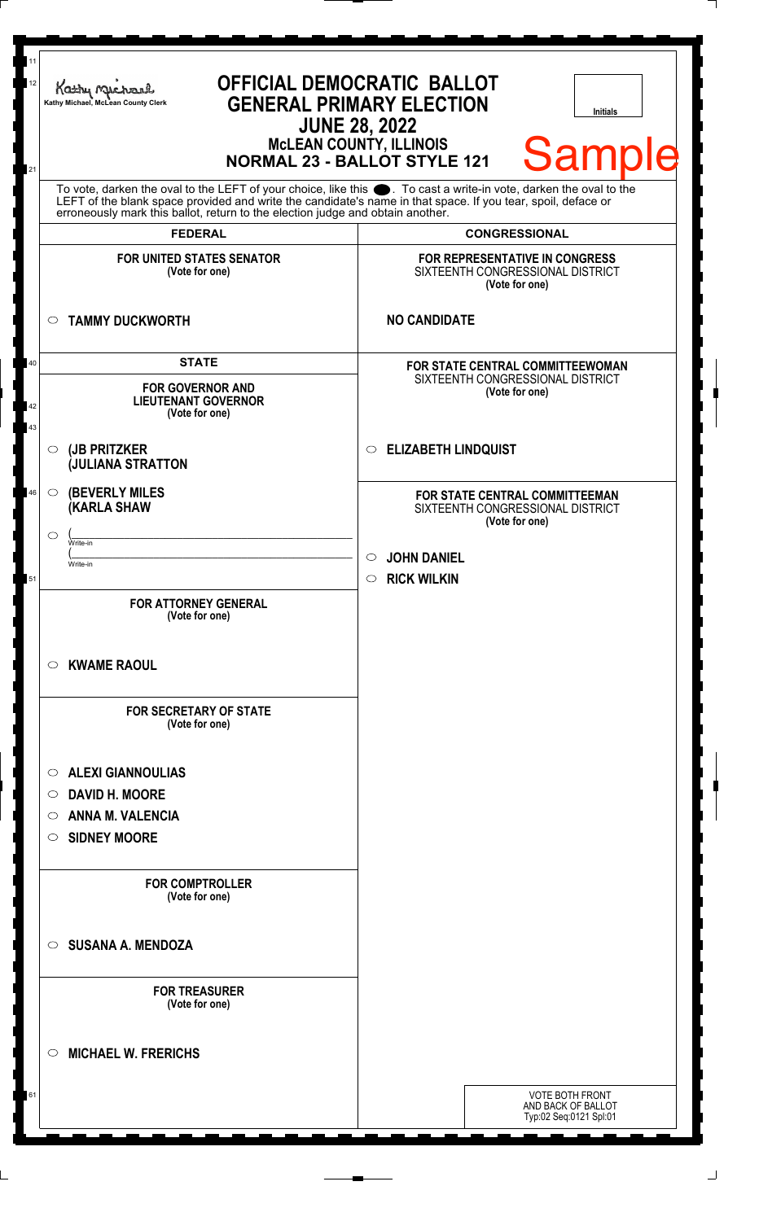Kathy Michael, McLean County Clerk

# OFFICIAL DEMOCRATIC BALLOT
## GENERAL PRIMARY ELECTION
## JUNE 28, 2022
### McLEAN COUNTY, ILLINOIS
### NORMAL 23 - BALLOT STYLE 121

Initials

Sample

To vote, darken the oval to the LEFT of your choice, like this ⬬. To cast a write-in vote, darken the oval to the LEFT of the blank space provided and write the candidate's name in that space. If you tear, spoil, deface or erroneously mark this ballot, return to the election judge and obtain another.

## FEDERAL

**FOR UNITED STATES SENATOR**
**(Vote for one)**

- ○ **TAMMY DUCKWORTH**

## STATE

**FOR GOVERNOR AND LIEUTENANT GOVERNOR**
**(Vote for one)**

- ○ **(JB PRITZKER (JULIANA STRATTON**
- ○ **(BEVERLY MILES (KARLA SHAW**
- ○ (______________ Write-in
  (______________ Write-in

**FOR ATTORNEY GENERAL**
**(Vote for one)**

- ○ **KWAME RAOUL**

**FOR SECRETARY OF STATE**
**(Vote for one)**

- ○ **ALEXI GIANNOULIAS**
- ○ **DAVID H. MOORE**
- ○ **ANNA M. VALENCIA**
- ○ **SIDNEY MOORE**

**FOR COMPTROLLER**
**(Vote for one)**

- ○ **SUSANA A. MENDOZA**

**FOR TREASURER**
**(Vote for one)**

- ○ **MICHAEL W. FRERICHS**

## CONGRESSIONAL

**FOR REPRESENTATIVE IN CONGRESS**
SIXTEENTH CONGRESSIONAL DISTRICT
**(Vote for one)**

**NO CANDIDATE**

**FOR STATE CENTRAL COMMITTEEWOMAN**
SIXTEENTH CONGRESSIONAL DISTRICT
**(Vote for one)**

- ○ **ELIZABETH LINDQUIST**

**FOR STATE CENTRAL COMMITTEEMAN**
SIXTEENTH CONGRESSIONAL DISTRICT
**(Vote for one)**

- ○ **JOHN DANIEL**
- ○ **RICK WILKIN**

VOTE BOTH FRONT AND BACK OF BALLOT
Typ:02 Seq:0121 Spl:01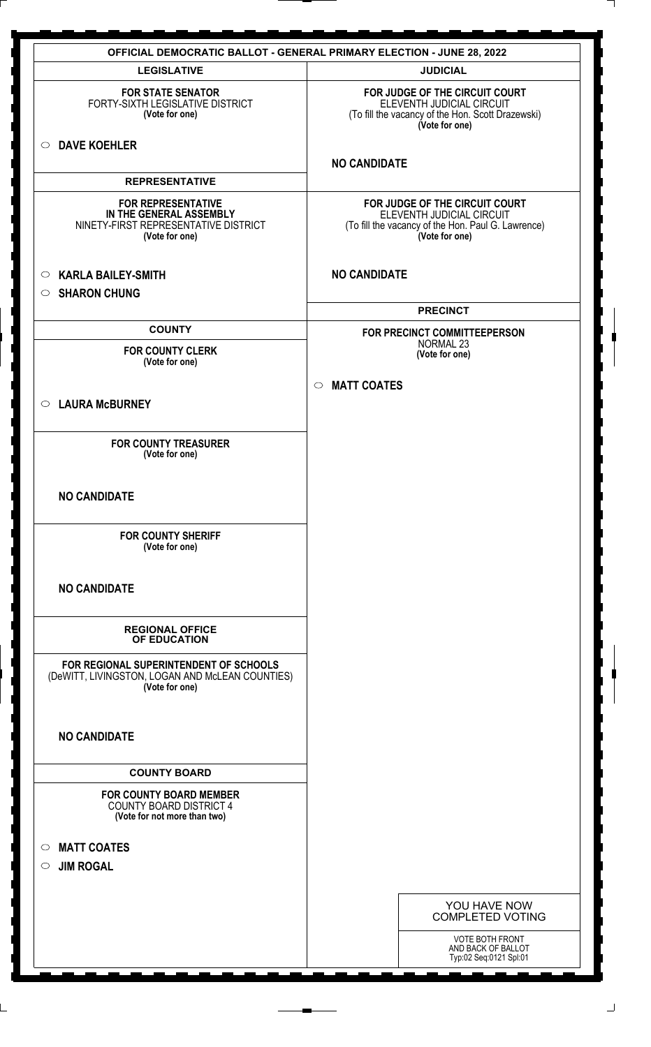# OFFICIAL DEMOCRATIC BALLOT - GENERAL PRIMARY ELECTION - JUNE 28, 2022

## LEGISLATIVE

**FOR STATE SENATOR**
FORTY-SIXTH LEGISLATIVE DISTRICT
**(Vote for one)**

○ **DAVE KOEHLER**

## REPRESENTATIVE

**FOR REPRESENTATIVE IN THE GENERAL ASSEMBLY**
NINETY-FIRST REPRESENTATIVE DISTRICT
**(Vote for one)**

○ **KARLA BAILEY-SMITH**
○ **SHARON CHUNG**

## COUNTY

**FOR COUNTY CLERK**
**(Vote for one)**

○ **LAURA McBURNEY**

**FOR COUNTY TREASURER**
**(Vote for one)**

**NO CANDIDATE**

**FOR COUNTY SHERIFF**
**(Vote for one)**

**NO CANDIDATE**

## REGIONAL OFFICE OF EDUCATION

**FOR REGIONAL SUPERINTENDENT OF SCHOOLS**
(DeWITT, LIVINGSTON, LOGAN AND McLEAN COUNTIES)
**(Vote for one)**

**NO CANDIDATE**

## COUNTY BOARD

**FOR COUNTY BOARD MEMBER**
COUNTY BOARD DISTRICT 4
**(Vote for not more than two)**

○ **MATT COATES**
○ **JIM ROGAL**

## JUDICIAL

**FOR JUDGE OF THE CIRCUIT COURT**
ELEVENTH JUDICIAL CIRCUIT
(To fill the vacancy of the Hon. Scott Drazewski)
**(Vote for one)**

**NO CANDIDATE**

**FOR JUDGE OF THE CIRCUIT COURT**
ELEVENTH JUDICIAL CIRCUIT
(To fill the vacancy of the Hon. Paul G. Lawrence)
**(Vote for one)**

**NO CANDIDATE**

## PRECINCT

**FOR PRECINCT COMMITTEEPERSON**
NORMAL 23
**(Vote for one)**

○ **MATT COATES**

YOU HAVE NOW COMPLETED VOTING

VOTE BOTH FRONT AND BACK OF BALLOT
Typ:02 Seq:0121 Spl:01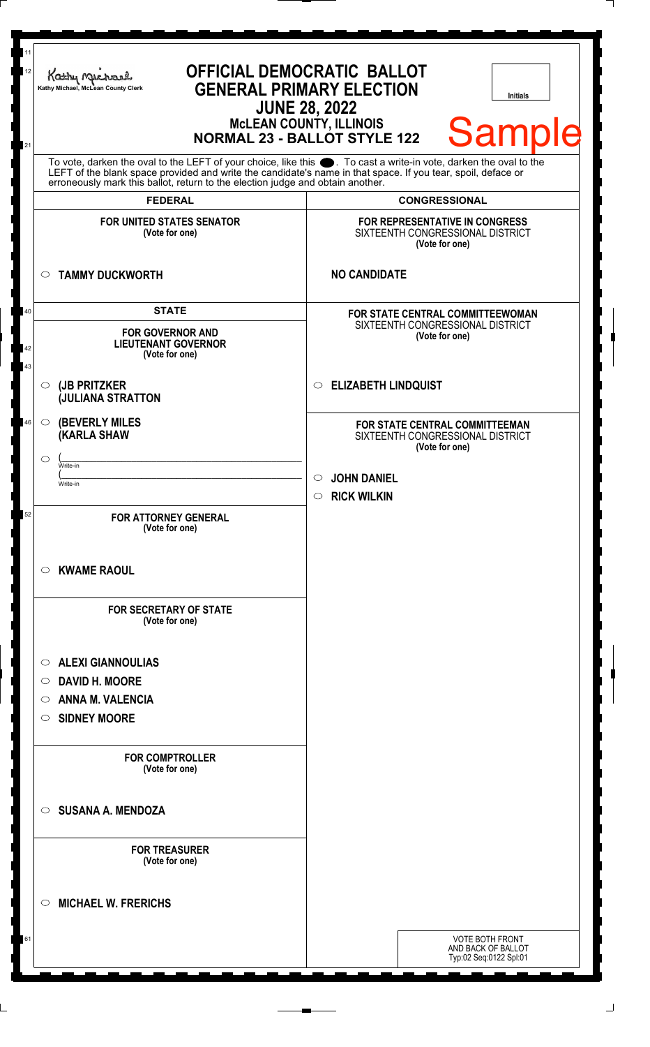Kathy Michael, McLean County Clerk

# OFFICIAL DEMOCRATIC BALLOT
## GENERAL PRIMARY ELECTION
## JUNE 28, 2022
### McLEAN COUNTY, ILLINOIS
### NORMAL 23 - BALLOT STYLE 122

Initials

Sample

To vote, darken the oval to the LEFT of your choice, like this ●. To cast a write-in vote, darken the oval to the LEFT of the blank space provided and write the candidate's name in that space. If you tear, spoil, deface or erroneously mark this ballot, return to the election judge and obtain another.

## FEDERAL

**FOR UNITED STATES SENATOR**
(Vote for one)

○ **TAMMY DUCKWORTH**

## STATE

**FOR GOVERNOR AND LIEUTENANT GOVERNOR**
(Vote for one)

○ **(JB PRITZKER**
**(JULIANA STRATTON**

○ **(BEVERLY MILES**
**(KARLA SHAW**

○ (_______________ Write-in
(_______________ Write-in

**FOR ATTORNEY GENERAL**
(Vote for one)

○ **KWAME RAOUL**

**FOR SECRETARY OF STATE**
(Vote for one)

○ **ALEXI GIANNOULIAS**
○ **DAVID H. MOORE**
○ **ANNA M. VALENCIA**
○ **SIDNEY MOORE**

**FOR COMPTROLLER**
(Vote for one)

○ **SUSANA A. MENDOZA**

**FOR TREASURER**
(Vote for one)

○ **MICHAEL W. FRERICHS**

## CONGRESSIONAL

**FOR REPRESENTATIVE IN CONGRESS**
SIXTEENTH CONGRESSIONAL DISTRICT
(Vote for one)

**NO CANDIDATE**

**FOR STATE CENTRAL COMMITTEEWOMAN**
SIXTEENTH CONGRESSIONAL DISTRICT
(Vote for one)

○ **ELIZABETH LINDQUIST**

**FOR STATE CENTRAL COMMITTEEMAN**
SIXTEENTH CONGRESSIONAL DISTRICT
(Vote for one)

○ **JOHN DANIEL**
○ **RICK WILKIN**

VOTE BOTH FRONT AND BACK OF BALLOT
Typ:02 Seq:0122 Spl:01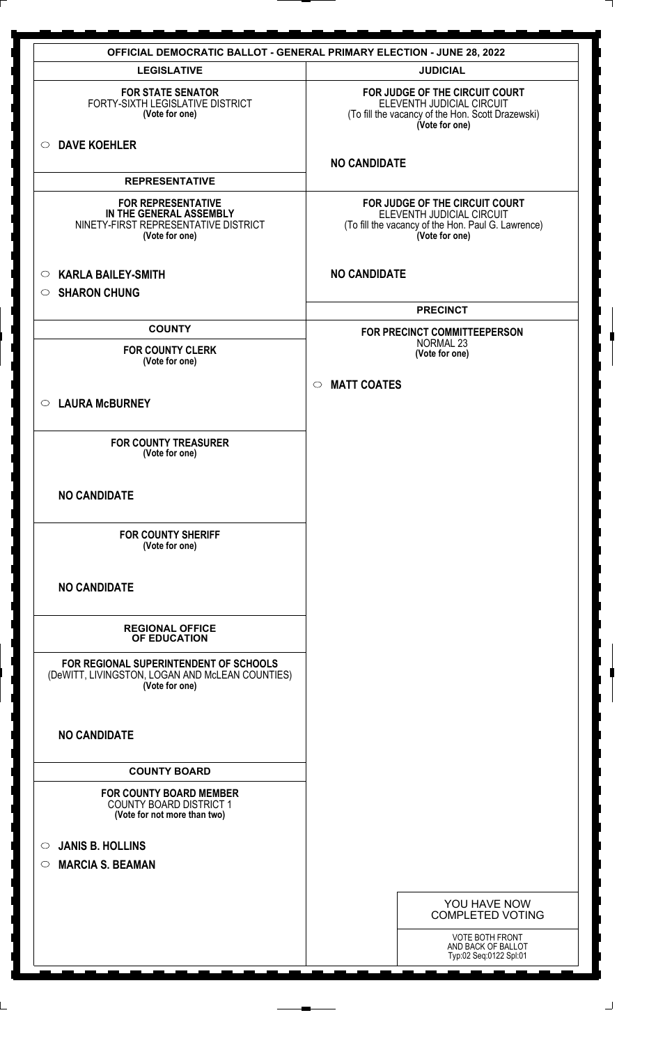# OFFICIAL DEMOCRATIC BALLOT - GENERAL PRIMARY ELECTION - JUNE 28, 2022

## LEGISLATIVE

**FOR STATE SENATOR**
FORTY-SIXTH LEGISLATIVE DISTRICT
**(Vote for one)**

○ **DAVE KOEHLER**

## REPRESENTATIVE

**FOR REPRESENTATIVE IN THE GENERAL ASSEMBLY**
NINETY-FIRST REPRESENTATIVE DISTRICT
**(Vote for one)**

○ **KARLA BAILEY-SMITH**
○ **SHARON CHUNG**

## COUNTY

**FOR COUNTY CLERK**
**(Vote for one)**

○ **LAURA McBURNEY**

**FOR COUNTY TREASURER**
**(Vote for one)**

**NO CANDIDATE**

**FOR COUNTY SHERIFF**
**(Vote for one)**

**NO CANDIDATE**

## REGIONAL OFFICE OF EDUCATION

**FOR REGIONAL SUPERINTENDENT OF SCHOOLS**
(DeWITT, LIVINGSTON, LOGAN AND McLEAN COUNTIES)
**(Vote for one)**

**NO CANDIDATE**

## COUNTY BOARD

**FOR COUNTY BOARD MEMBER**
COUNTY BOARD DISTRICT 1
**(Vote for not more than two)**

○ **JANIS B. HOLLINS**
○ **MARCIA S. BEAMAN**

## JUDICIAL

**FOR JUDGE OF THE CIRCUIT COURT**
ELEVENTH JUDICIAL CIRCUIT
(To fill the vacancy of the Hon. Scott Drazewski)
**(Vote for one)**

**NO CANDIDATE**

**FOR JUDGE OF THE CIRCUIT COURT**
ELEVENTH JUDICIAL CIRCUIT
(To fill the vacancy of the Hon. Paul G. Lawrence)
**(Vote for one)**

**NO CANDIDATE**

## PRECINCT

**FOR PRECINCT COMMITTEEPERSON**
NORMAL 23
**(Vote for one)**

○ **MATT COATES**

YOU HAVE NOW COMPLETED VOTING

VOTE BOTH FRONT AND BACK OF BALLOT
Typ:02 Seq:0122 Spl:01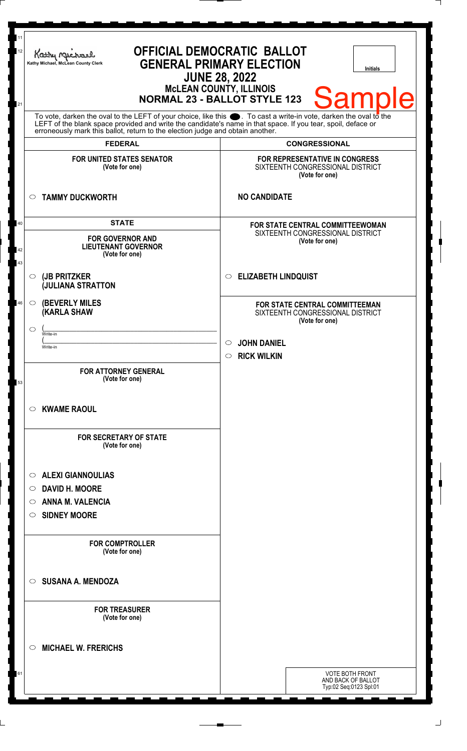Kathy Michael, McLean County Clerk

# OFFICIAL DEMOCRATIC BALLOT
## GENERAL PRIMARY ELECTION
## JUNE 28, 2022
### McLEAN COUNTY, ILLINOIS
### NORMAL 23 - BALLOT STYLE 123

Initials

Sample

To vote, darken the oval to the LEFT of your choice, like this ●. To cast a write-in vote, darken the oval to the LEFT of the blank space provided and write the candidate's name in that space. If you tear, spoil, deface or erroneously mark this ballot, return to the election judge and obtain another.

## FEDERAL

**FOR UNITED STATES SENATOR**
(Vote for one)

○ **TAMMY DUCKWORTH**

## STATE

**FOR GOVERNOR AND LIEUTENANT GOVERNOR**
(Vote for one)

○ **(JB PRITZKER (JULIANA STRATTON**

○ **(BEVERLY MILES (KARLA SHAW**

○ (______________________ Write-in
(______________________ Write-in

**FOR ATTORNEY GENERAL**
(Vote for one)

○ **KWAME RAOUL**

**FOR SECRETARY OF STATE**
(Vote for one)

○ **ALEXI GIANNOULIAS**
○ **DAVID H. MOORE**
○ **ANNA M. VALENCIA**
○ **SIDNEY MOORE**

**FOR COMPTROLLER**
(Vote for one)

○ **SUSANA A. MENDOZA**

**FOR TREASURER**
(Vote for one)

○ **MICHAEL W. FRERICHS**

## CONGRESSIONAL

**FOR REPRESENTATIVE IN CONGRESS**
SIXTEENTH CONGRESSIONAL DISTRICT
(Vote for one)

**NO CANDIDATE**

**FOR STATE CENTRAL COMMITTEEWOMAN**
SIXTEENTH CONGRESSIONAL DISTRICT
(Vote for one)

○ **ELIZABETH LINDQUIST**

**FOR STATE CENTRAL COMMITTEEMAN**
SIXTEENTH CONGRESSIONAL DISTRICT
(Vote for one)

○ **JOHN DANIEL**
○ **RICK WILKIN**

VOTE BOTH FRONT AND BACK OF BALLOT
Typ:02 Seq:0123 Spl:01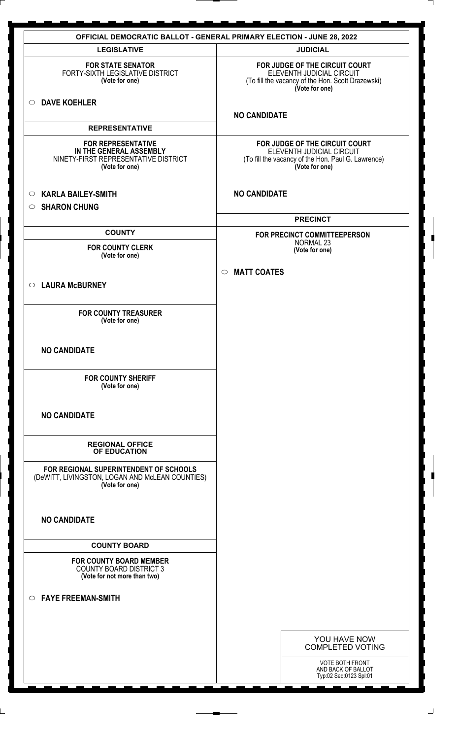# OFFICIAL DEMOCRATIC BALLOT - GENERAL PRIMARY ELECTION - JUNE 28, 2022

## LEGISLATIVE

**FOR STATE SENATOR**
FORTY-SIXTH LEGISLATIVE DISTRICT
**(Vote for one)**

○ **DAVE KOEHLER**

## REPRESENTATIVE

**FOR REPRESENTATIVE IN THE GENERAL ASSEMBLY**
NINETY-FIRST REPRESENTATIVE DISTRICT
**(Vote for one)**

○ **KARLA BAILEY-SMITH**
○ **SHARON CHUNG**

## COUNTY

**FOR COUNTY CLERK**
**(Vote for one)**

○ **LAURA McBURNEY**

**FOR COUNTY TREASURER**
**(Vote for one)**

**NO CANDIDATE**

**FOR COUNTY SHERIFF**
**(Vote for one)**

**NO CANDIDATE**

## REGIONAL OFFICE OF EDUCATION

**FOR REGIONAL SUPERINTENDENT OF SCHOOLS**
(DeWITT, LIVINGSTON, LOGAN AND McLEAN COUNTIES)
**(Vote for one)**

**NO CANDIDATE**

## COUNTY BOARD

**FOR COUNTY BOARD MEMBER**
COUNTY BOARD DISTRICT 3
**(Vote for not more than two)**

○ **FAYE FREEMAN-SMITH**

## JUDICIAL

**FOR JUDGE OF THE CIRCUIT COURT**
ELEVENTH JUDICIAL CIRCUIT
(To fill the vacancy of the Hon. Scott Drazewski)
**(Vote for one)**

**NO CANDIDATE**

**FOR JUDGE OF THE CIRCUIT COURT**
ELEVENTH JUDICIAL CIRCUIT
(To fill the vacancy of the Hon. Paul G. Lawrence)
**(Vote for one)**

**NO CANDIDATE**

## PRECINCT

**FOR PRECINCT COMMITTEEPERSON**
NORMAL 23
**(Vote for one)**

○ **MATT COATES**

YOU HAVE NOW COMPLETED VOTING

VOTE BOTH FRONT AND BACK OF BALLOT
Typ:02 Seq:0123 Spl:01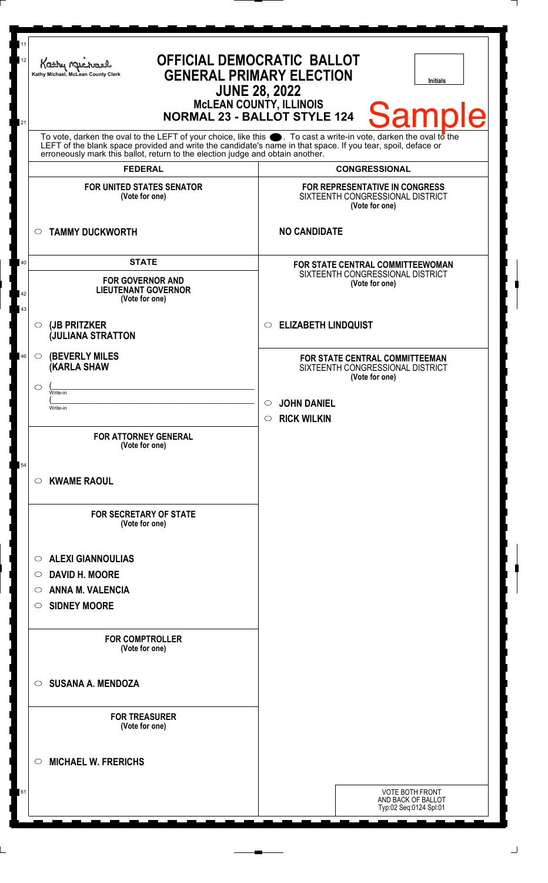Kathy Michael, McLean County Clerk

# OFFICIAL DEMOCRATIC BALLOT
## GENERAL PRIMARY ELECTION
## JUNE 28, 2022
### McLEAN COUNTY, ILLINOIS
### NORMAL 23 - BALLOT STYLE 124

Initials

Sample

To vote, darken the oval to the LEFT of your choice, like this ●. To cast a write-in vote, darken the oval to the LEFT of the blank space provided and write the candidate's name in that space. If you tear, spoil, deface or erroneously mark this ballot, return to the election judge and obtain another.

## FEDERAL

**FOR UNITED STATES SENATOR**
(Vote for one)

- ○ **TAMMY DUCKWORTH**

## STATE

**FOR GOVERNOR AND LIEUTENANT GOVERNOR**
(Vote for one)

- ○ **(JB PRITZKER (JULIANA STRATTON**
- ○ **(BEVERLY MILES (KARLA SHAW**
- ○ (\_\_\_\_\_\_\_\_\_\_ Write-in
  (\_\_\_\_\_\_\_\_\_\_ Write-in

**FOR ATTORNEY GENERAL**
(Vote for one)

- ○ **KWAME RAOUL**

**FOR SECRETARY OF STATE**
(Vote for one)

- ○ **ALEXI GIANNOULIAS**
- ○ **DAVID H. MOORE**
- ○ **ANNA M. VALENCIA**
- ○ **SIDNEY MOORE**

**FOR COMPTROLLER**
(Vote for one)

- ○ **SUSANA A. MENDOZA**

**FOR TREASURER**
(Vote for one)

- ○ **MICHAEL W. FRERICHS**

## CONGRESSIONAL

**FOR REPRESENTATIVE IN CONGRESS**
SIXTEENTH CONGRESSIONAL DISTRICT
(Vote for one)

**NO CANDIDATE**

**FOR STATE CENTRAL COMMITTEEWOMAN**
SIXTEENTH CONGRESSIONAL DISTRICT
(Vote for one)

- ○ **ELIZABETH LINDQUIST**

**FOR STATE CENTRAL COMMITTEEMAN**
SIXTEENTH CONGRESSIONAL DISTRICT
(Vote for one)

- ○ **JOHN DANIEL**
- ○ **RICK WILKIN**

VOTE BOTH FRONT AND BACK OF BALLOT
Typ:02 Seq:0124 Spl:01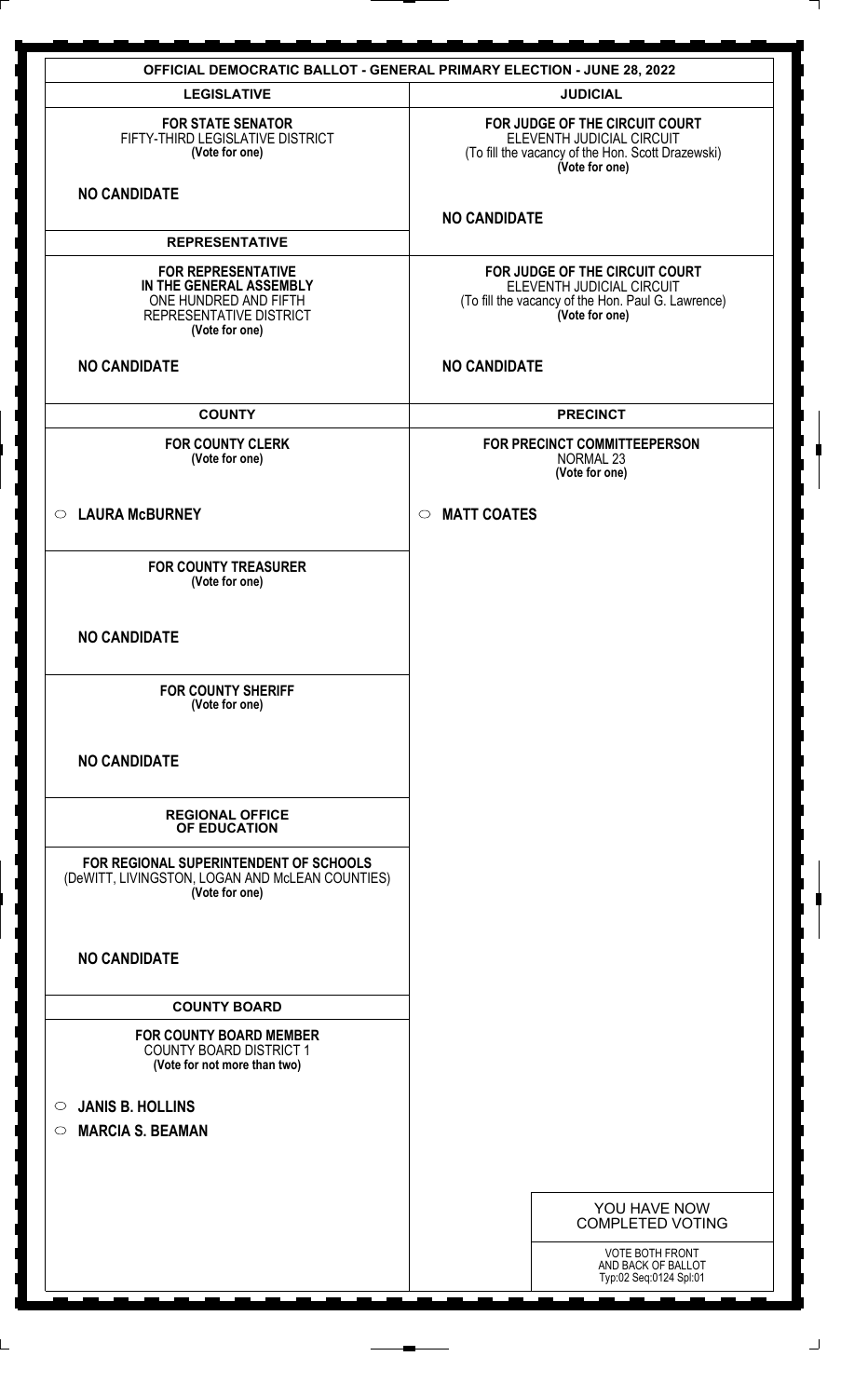## OFFICIAL DEMOCRATIC BALLOT - GENERAL PRIMARY ELECTION - JUNE 28, 2022

### LEGISLATIVE

**FOR STATE SENATOR**
FIFTY-THIRD LEGISLATIVE DISTRICT
**(Vote for one)**

**NO CANDIDATE**

### REPRESENTATIVE

**FOR REPRESENTATIVE IN THE GENERAL ASSEMBLY**
ONE HUNDRED AND FIFTH REPRESENTATIVE DISTRICT
**(Vote for one)**

**NO CANDIDATE**

### COUNTY

**FOR COUNTY CLERK**
**(Vote for one)**

- ○ **LAURA McBURNEY**

**FOR COUNTY TREASURER**
**(Vote for one)**

**NO CANDIDATE**

**FOR COUNTY SHERIFF**
**(Vote for one)**

**NO CANDIDATE**

### REGIONAL OFFICE OF EDUCATION

**FOR REGIONAL SUPERINTENDENT OF SCHOOLS**
(DeWITT, LIVINGSTON, LOGAN AND McLEAN COUNTIES)
**(Vote for one)**

**NO CANDIDATE**

### COUNTY BOARD

**FOR COUNTY BOARD MEMBER**
COUNTY BOARD DISTRICT 1
**(Vote for not more than two)**

- ○ **JANIS B. HOLLINS**
- ○ **MARCIA S. BEAMAN**

### JUDICIAL

**FOR JUDGE OF THE CIRCUIT COURT**
ELEVENTH JUDICIAL CIRCUIT
(To fill the vacancy of the Hon. Scott Drazewski)
**(Vote for one)**

**NO CANDIDATE**

**FOR JUDGE OF THE CIRCUIT COURT**
ELEVENTH JUDICIAL CIRCUIT
(To fill the vacancy of the Hon. Paul G. Lawrence)
**(Vote for one)**

**NO CANDIDATE**

### PRECINCT

**FOR PRECINCT COMMITTEEPERSON**
NORMAL 23
**(Vote for one)**

- ○ **MATT COATES**

YOU HAVE NOW COMPLETED VOTING

VOTE BOTH FRONT AND BACK OF BALLOT
Typ:02 Seq:0124 Spl:01